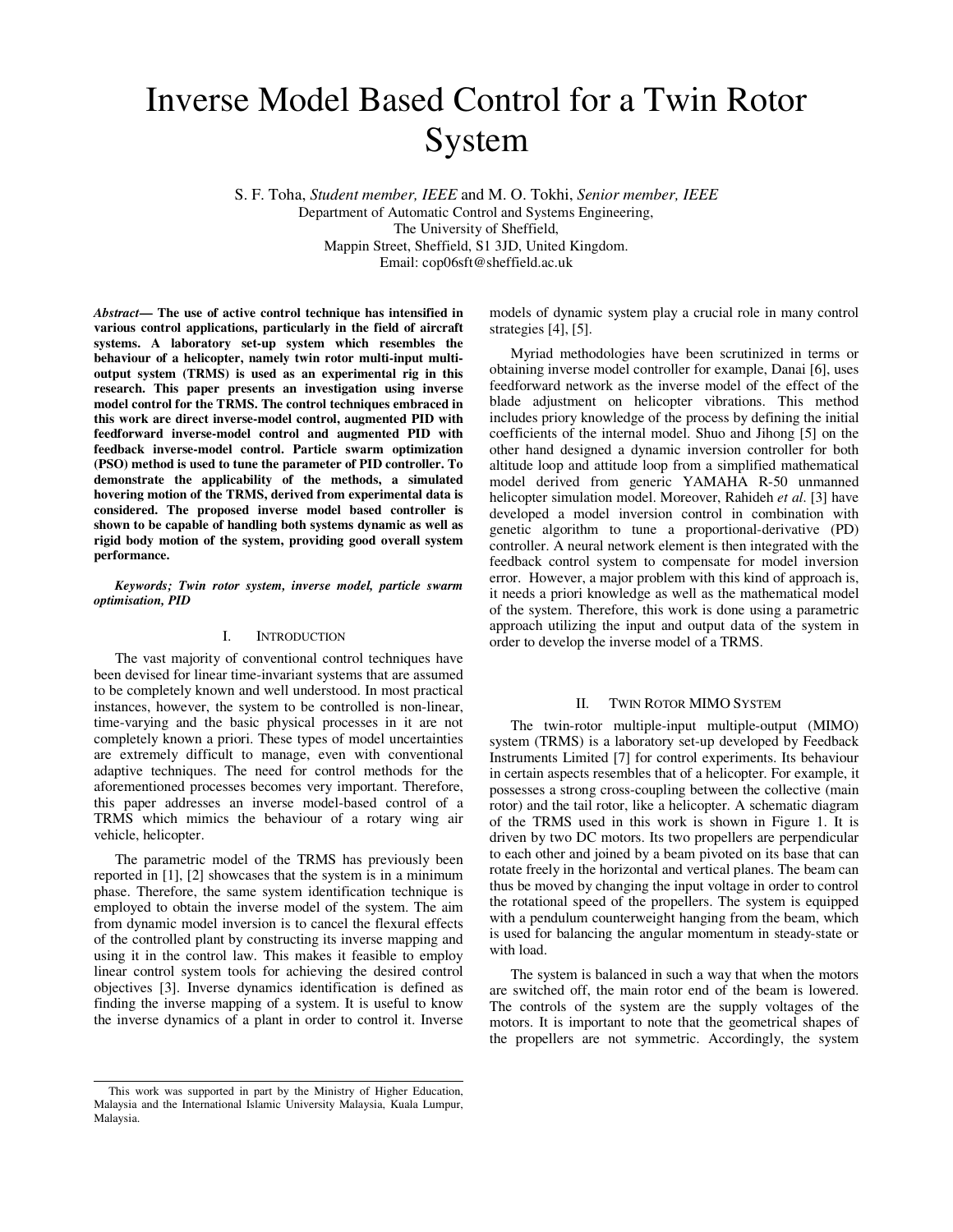# Inverse Model Based Control for a Twin Rotor System

S. F. Toha, *Student member, IEEE* and M. O. Tokhi, *Senior member, IEEE*
Department of Automatic Control and Systems Engineering,
The University of Sheffield,
Mappin Street, Sheffield, S1 3JD, United Kingdom.
Email: cop06sft@sheffield.ac.uk

***Abstract*— The use of active control technique has intensified in various control applications, particularly in the field of aircraft systems. A laboratory set-up system which resembles the behaviour of a helicopter, namely twin rotor multi-input multi-output system (TRMS) is used as an experimental rig in this research. This paper presents an investigation using inverse model control for the TRMS. The control techniques embraced in this work are direct inverse-model control, augmented PID with feedforward inverse-model control and augmented PID with feedback inverse-model control. Particle swarm optimization (PSO) method is used to tune the parameter of PID controller. To demonstrate the applicability of the methods, a simulated hovering motion of the TRMS, derived from experimental data is considered. The proposed inverse model based controller is shown to be capable of handling both systems dynamic as well as rigid body motion of the system, providing good overall system performance.**

***Keywords; Twin rotor system, inverse model, particle swarm optimisation, PID***

## I. INTRODUCTION

The vast majority of conventional control techniques have been devised for linear time-invariant systems that are assumed to be completely known and well understood. In most practical instances, however, the system to be controlled is non-linear, time-varying and the basic physical processes in it are not completely known a priori. These types of model uncertainties are extremely difficult to manage, even with conventional adaptive techniques. The need for control methods for the aforementioned processes becomes very important. Therefore, this paper addresses an inverse model-based control of a TRMS which mimics the behaviour of a rotary wing air vehicle, helicopter.

The parametric model of the TRMS has previously been reported in [1], [2] showcases that the system is in a minimum phase. Therefore, the same system identification technique is employed to obtain the inverse model of the system. The aim from dynamic model inversion is to cancel the flexural effects of the controlled plant by constructing its inverse mapping and using it in the control law. This makes it feasible to employ linear control system tools for achieving the desired control objectives [3]. Inverse dynamics identification is defined as finding the inverse mapping of a system. It is useful to know the inverse dynamics of a plant in order to control it. Inverse models of dynamic system play a crucial role in many control strategies [4], [5].

Myriad methodologies have been scrutinized in terms or obtaining inverse model controller for example, Danai [6], uses feedforward network as the inverse model of the effect of the blade adjustment on helicopter vibrations. This method includes priory knowledge of the process by defining the initial coefficients of the internal model. Shuo and Jihong [5] on the other hand designed a dynamic inversion controller for both altitude loop and attitude loop from a simplified mathematical model derived from generic YAMAHA R-50 unmanned helicopter simulation model. Moreover, Rahideh *et al*. [3] have developed a model inversion control in combination with genetic algorithm to tune a proportional-derivative (PD) controller. A neural network element is then integrated with the feedback control system to compensate for model inversion error. However, a major problem with this kind of approach is, it needs a priori knowledge as well as the mathematical model of the system. Therefore, this work is done using a parametric approach utilizing the input and output data of the system in order to develop the inverse model of a TRMS.

## II. TWIN ROTOR MIMO SYSTEM

The twin-rotor multiple-input multiple-output (MIMO) system (TRMS) is a laboratory set-up developed by Feedback Instruments Limited [7] for control experiments. Its behaviour in certain aspects resembles that of a helicopter. For example, it possesses a strong cross-coupling between the collective (main rotor) and the tail rotor, like a helicopter. A schematic diagram of the TRMS used in this work is shown in Figure 1. It is driven by two DC motors. Its two propellers are perpendicular to each other and joined by a beam pivoted on its base that can rotate freely in the horizontal and vertical planes. The beam can thus be moved by changing the input voltage in order to control the rotational speed of the propellers. The system is equipped with a pendulum counterweight hanging from the beam, which is used for balancing the angular momentum in steady-state or with load.

The system is balanced in such a way that when the motors are switched off, the main rotor end of the beam is lowered. The controls of the system are the supply voltages of the motors. It is important to note that the geometrical shapes of the propellers are not symmetric. Accordingly, the system

---

This work was supported in part by the Ministry of Higher Education, Malaysia and the International Islamic University Malaysia, Kuala Lumpur, Malaysia.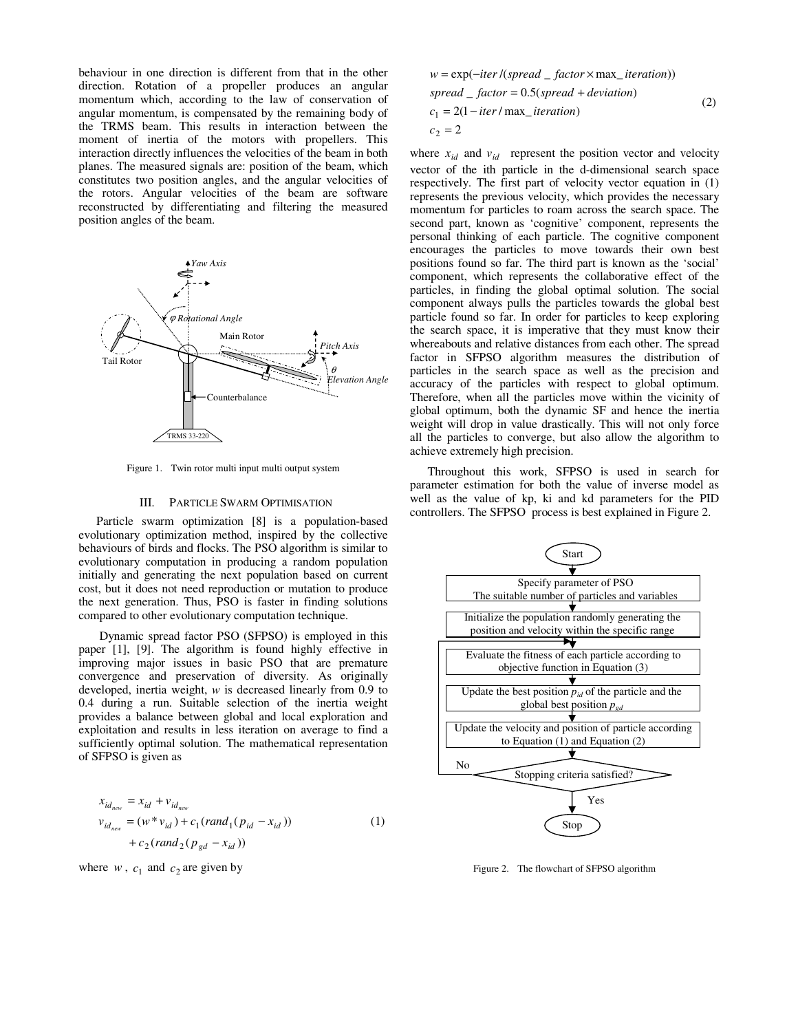behaviour in one direction is different from that in the other direction. Rotation of a propeller produces an angular momentum which, according to the law of conservation of angular momentum, is compensated by the remaining body of the TRMS beam. This results in interaction between the moment of inertia of the motors with propellers. This interaction directly influences the velocities of the beam in both planes. The measured signals are: position of the beam, which constitutes two position angles, and the angular velocities of the rotors. Angular velocities of the beam are software reconstructed by differentiating and filtering the measured position angles of the beam.

Figure 1. Twin rotor multi input multi output system

## III. PARTICLE SWARM OPTIMISATION

Particle swarm optimization [8] is a population-based evolutionary optimization method, inspired by the collective behaviours of birds and flocks. The PSO algorithm is similar to evolutionary computation in producing a random population initially and generating the next population based on current cost, but it does not need reproduction or mutation to produce the next generation. Thus, PSO is faster in finding solutions compared to other evolutionary computation technique.

Dynamic spread factor PSO (SFPSO) is employed in this paper [1], [9]. The algorithm is found highly effective in improving major issues in basic PSO that are premature convergence and preservation of diversity. As originally developed, inertia weight, $w$ is decreased linearly from 0.9 to 0.4 during a run. Suitable selection of the inertia weight provides a balance between global and local exploration and exploitation and results in less iteration on average to find a sufficiently optimal solution. The mathematical representation of SFPSO is given as

$$
\begin{aligned}
x_{id_{new}} &= x_{id} + v_{id_{new}} \\
v_{id_{new}} &= (w * v_{id}) + c_1(rand_1(p_{id} - x_{id})) \\
&\quad + c_2(rand_2(p_{gd} - x_{id}))
\end{aligned}
\tag{1}
$$

where $w$, $c_1$ and $c_2$ are given by

$$
\begin{aligned}
w &= \exp(-iter/(spread\_factor \times max\_iteration)) \\
spread\_factor &= 0.5(spread + deviation) \\
c_1 &= 2(1 - iter/max\_iteration) \\
c_2 &= 2
\end{aligned}
\tag{2}
$$

where $x_{id}$ and $v_{id}$ represent the position vector and velocity vector of the ith particle in the d-dimensional search space respectively. The first part of velocity vector equation in (1) represents the previous velocity, which provides the necessary momentum for particles to roam across the search space. The second part, known as 'cognitive' component, represents the personal thinking of each particle. The cognitive component encourages the particles to move towards their own best positions found so far. The third part is known as the 'social' component, which represents the collaborative effect of the particles, in finding the global optimal solution. The social component always pulls the particles towards the global best particle found so far. In order for particles to keep exploring the search space, it is imperative that they must know their whereabouts and relative distances from each other. The spread factor in SFPSO algorithm measures the distribution of particles in the search space as well as the precision and accuracy of the particles with respect to global optimum. Therefore, when all the particles move within the vicinity of global optimum, both the dynamic SF and hence the inertia weight will drop in value drastically. This will not only force all the particles to converge, but also allow the algorithm to achieve extremely high precision.

Throughout this work, SFPSO is used in search for parameter estimation for both the value of inverse model as well as the value of kp, ki and kd parameters for the PID controllers. The SFPSO process is best explained in Figure 2.

Figure 2. The flowchart of SFPSO algorithm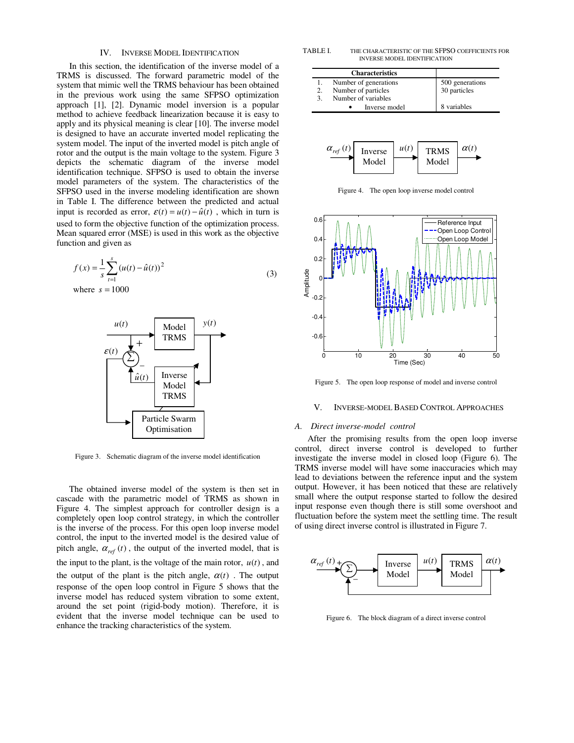## IV. Inverse Model Identification

In this section, the identification of the inverse model of a TRMS is discussed. The forward parametric model of the system that mimic well the TRMS behaviour has been obtained in the previous work using the same SFPSO optimization approach [1], [2]. Dynamic model inversion is a popular method to achieve feedback linearization because it is easy to apply and its physical meaning is clear [10]. The inverse model is designed to have an accurate inverted model replicating the system model. The input of the inverted model is pitch angle of rotor and the output is the main voltage to the system. Figure 3 depicts the schematic diagram of the inverse model identification technique. SFPSO is used to obtain the inverse model parameters of the system. The characteristics of the SFPSO used in the inverse modeling identification are shown in Table I. The difference between the predicted and actual input is recorded as error, $\varepsilon(t) = u(t) - \hat{u}(t)$, which in turn is used to form the objective function of the optimization process. Mean squared error (MSE) is used in this work as the objective function and given as

$$f(x) = \frac{1}{s}\sum_{t=1}^{s}(u(t) - \hat{u}(t))^2 \tag{3}$$

where $s = 1000$

Figure 3. Schematic diagram of the inverse model identification

The obtained inverse model of the system is then set in cascade with the parametric model of TRMS as shown in Figure 4. The simplest approach for controller design is a completely open loop control strategy, in which the controller is the inverse of the process. For this open loop inverse model control, the input to the inverted model is the desired value of pitch angle, $\alpha_{ref}(t)$, the output of the inverted model, that is the input to the plant, is the voltage of the main rotor, $u(t)$, and the output of the plant is the pitch angle, $\alpha(t)$. The output response of the open loop control in Figure 5 shows that the inverse model has reduced system vibration to some extent, around the set point (rigid-body motion). Therefore, it is evident that the inverse model technique can be used to enhance the tracking characteristics of the system.

TABLE I. The characteristic of the SFPSO coefficients for inverse model identification

| Characteristics | |
|---|---|
| 1. Number of generations | 500 generations |
| 2. Number of particles | 30 particles |
| 3. Number of variables | |
| • Inverse model | 8 variables |

Figure 4. The open loop inverse model control

Figure 5. The open loop response of model and inverse control

## V. Inverse-Model Based Control Approaches

### A. Direct inverse-model control

After the promising results from the open loop inverse control, direct inverse control is developed to further investigate the inverse model in closed loop (Figure 6). The TRMS inverse model will have some inaccuracies which may lead to deviations between the reference input and the system output. However, it has been noticed that these are relatively small where the output response started to follow the desired input response even though there is still some overshoot and fluctuation before the system meet the settling time. The result of using direct inverse control is illustrated in Figure 7.

Figure 6. The block diagram of a direct inverse control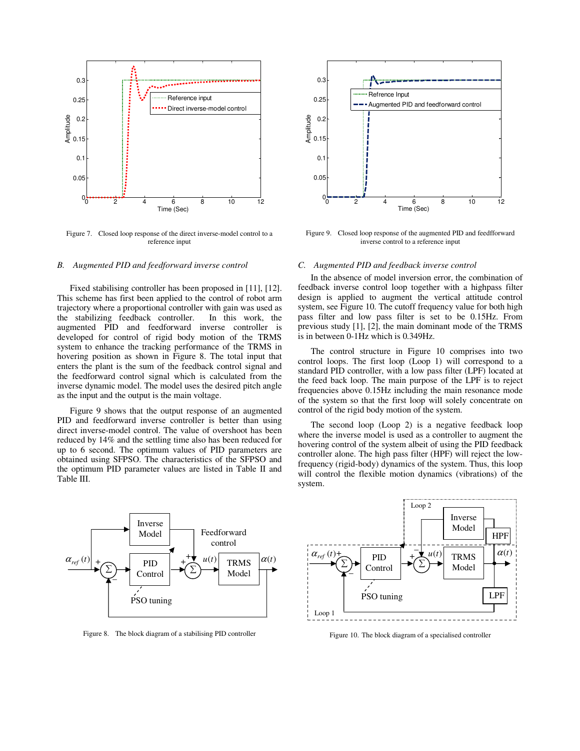Figure 7. Closed loop response of the direct inverse-model control to a reference input

### B. Augmented PID and feedforward inverse control

Fixed stabilising controller has been proposed in [11], [12]. This scheme has first been applied to the control of robot arm trajectory where a proportional controller with gain was used as the stabilizing feedback controller. In this work, the augmented PID and feedforward inverse controller is developed for control of rigid body motion of the TRMS system to enhance the tracking performance of the TRMS in hovering position as shown in Figure 8. The total input that enters the plant is the sum of the feedback control signal and the feedforward control signal which is calculated from the inverse dynamic model. The model uses the desired pitch angle as the input and the output is the main voltage.

Figure 9 shows that the output response of an augmented PID and feedforward inverse controller is better than using direct inverse-model control. The value of overshoot has been reduced by 14% and the settling time also has been reduced for up to 6 second. The optimum values of PID parameters are obtained using SFPSO. The characteristics of the SFPSO and the optimum PID parameter values are listed in Table II and Table III.

Figure 8. The block diagram of a stabilising PID controller

Figure 9. Closed loop response of the augmented PID and feedfforward inverse control to a reference input

### C. Augmented PID and feedback inverse control

In the absence of model inversion error, the combination of feedback inverse control loop together with a highpass filter design is applied to augment the vertical attitude control system, see Figure 10. The cutoff frequency value for both high pass filter and low pass filter is set to be 0.15Hz. From previous study [1], [2], the main dominant mode of the TRMS is in between 0-1Hz which is 0.349Hz.

The control structure in Figure 10 comprises into two control loops. The first loop (Loop 1) will correspond to a standard PID controller, with a low pass filter (LPF) located at the feed back loop. The main purpose of the LPF is to reject frequencies above 0.15Hz including the main resonance mode of the system so that the first loop will solely concentrate on control of the rigid body motion of the system.

The second loop (Loop 2) is a negative feedback loop where the inverse model is used as a controller to augment the hovering control of the system albeit of using the PID feedback controller alone. The high pass filter (HPF) will reject the low-frequency (rigid-body) dynamics of the system. Thus, this loop will control the flexible motion dynamics (vibrations) of the system.

Figure 10. The block diagram of a specialised controller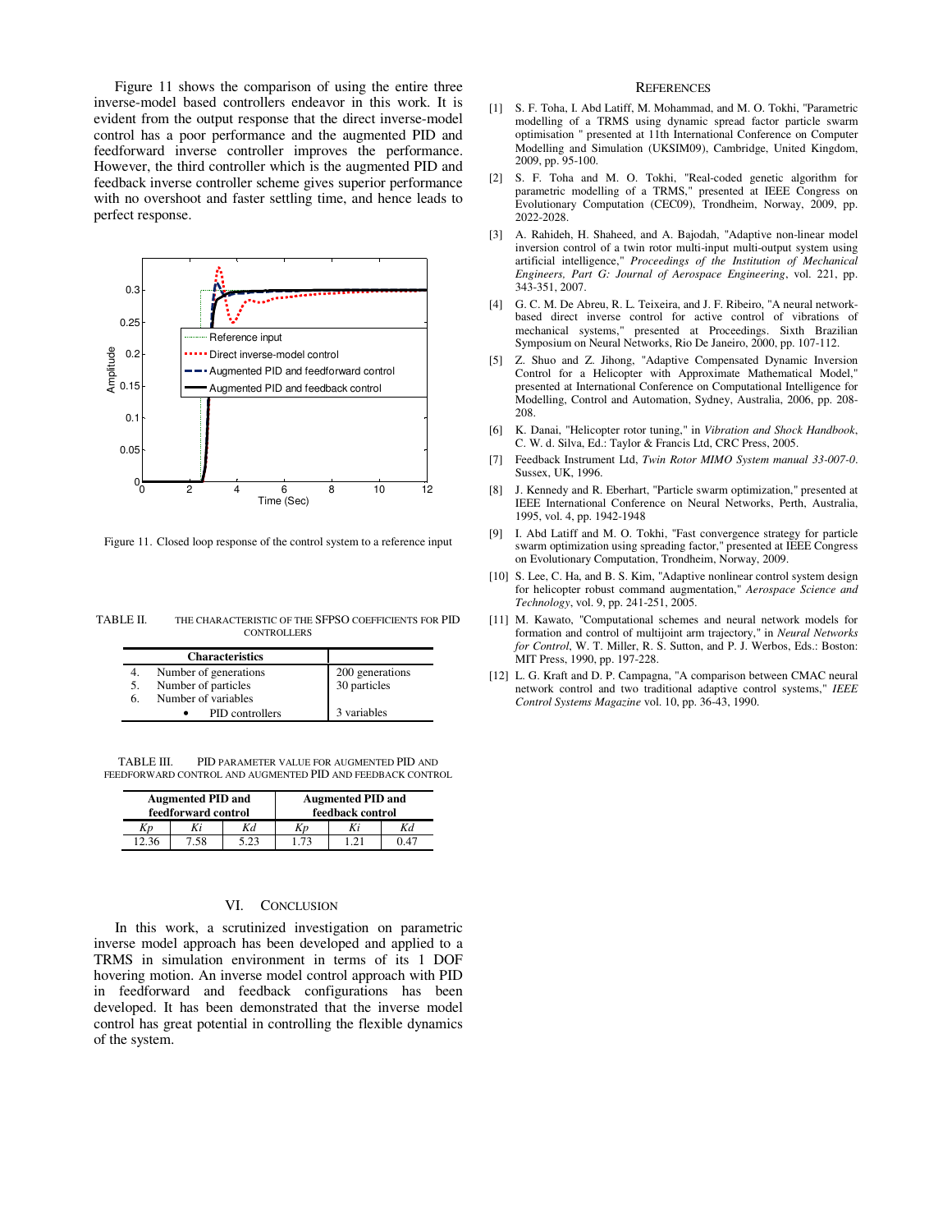Figure 11 shows the comparison of using the entire three inverse-model based controllers endeavor in this work. It is evident from the output response that the direct inverse-model control has a poor performance and the augmented PID and feedforward inverse controller improves the performance. However, the third controller which is the augmented PID and feedback inverse controller scheme gives superior performance with no overshoot and faster settling time, and hence leads to perfect response.

0.3
0.25
0.2
0.15
0.1
0.05
0
Amplitude
0
2
4
6
8
10
12
Time (Sec)
Reference input
Direct inverse-model control
Augmented PID and feedforward control
Augmented PID and feedback control

Figure 11. Closed loop response of the control system to a reference input

TABLE II. THE CHARACTERISTIC OF THE SFPSO COEFFICIENTS FOR PID CONTROLLERS

| Characteristics | |
|---|---|
| 4. Number of generations | 200 generations |
| 5. Number of particles | 30 particles |
| 6. Number of variables | |
| • PID controllers | 3 variables |

TABLE III. PID PARAMETER VALUE FOR AUGMENTED PID AND FEEDFORWARD CONTROL AND AUGMENTED PID AND FEEDBACK CONTROL

| Augmented PID and feedforward control | | | Augmented PID and feedback control | | |
|---|---|---|---|---|---|
| *Kp* | *Ki* | *Kd* | *Kp* | *Ki* | *Kd* |
| 12.36 | 7.58 | 5.23 | 1.73 | 1.21 | 0.47 |

## VI. CONCLUSION

In this work, a scrutinized investigation on parametric inverse model approach has been developed and applied to a TRMS in simulation environment in terms of its 1 DOF hovering motion. An inverse model control approach with PID in feedforward and feedback configurations has been developed. It has been demonstrated that the inverse model control has great potential in controlling the flexible dynamics of the system.

## REFERENCES

[1] S. F. Toha, I. Abd Latiff, M. Mohammad, and M. O. Tokhi, "Parametric modelling of a TRMS using dynamic spread factor particle swarm optimisation " presented at 11th International Conference on Computer Modelling and Simulation (UKSIM09), Cambridge, United Kingdom, 2009, pp. 95-100.

[2] S. F. Toha and M. O. Tokhi, "Real-coded genetic algorithm for parametric modelling of a TRMS," presented at IEEE Congress on Evolutionary Computation (CEC09), Trondheim, Norway, 2009, pp. 2022-2028.

[3] A. Rahideh, H. Shaheed, and A. Bajodah, "Adaptive non-linear model inversion control of a twin rotor multi-input multi-output system using artificial intelligence," *Proceedings of the Institution of Mechanical Engineers, Part G: Journal of Aerospace Engineering*, vol. 221, pp. 343-351, 2007.

[4] G. C. M. De Abreu, R. L. Teixeira, and J. F. Ribeiro, "A neural network-based direct inverse control for active control of vibrations of mechanical systems," presented at Proceedings. Sixth Brazilian Symposium on Neural Networks, Rio De Janeiro, 2000, pp. 107-112.

[5] Z. Shuo and Z. Jihong, "Adaptive Compensated Dynamic Inversion Control for a Helicopter with Approximate Mathematical Model," presented at International Conference on Computational Intelligence for Modelling, Control and Automation, Sydney, Australia, 2006, pp. 208-208.

[6] K. Danai, "Helicopter rotor tuning," in *Vibration and Shock Handbook*, C. W. d. Silva, Ed.: Taylor & Francis Ltd, CRC Press, 2005.

[7] Feedback Instrument Ltd, *Twin Rotor MIMO System manual 33-007-0*. Sussex, UK, 1996.

[8] J. Kennedy and R. Eberhart, "Particle swarm optimization," presented at IEEE International Conference on Neural Networks, Perth, Australia, 1995, vol. 4, pp. 1942-1948

[9] I. Abd Latiff and M. O. Tokhi, "Fast convergence strategy for particle swarm optimization using spreading factor," presented at IEEE Congress on Evolutionary Computation, Trondheim, Norway, 2009.

[10] S. Lee, C. Ha, and B. S. Kim, "Adaptive nonlinear control system design for helicopter robust command augmentation," *Aerospace Science and Technology*, vol. 9, pp. 241-251, 2005.

[11] M. Kawato, "Computational schemes and neural network models for formation and control of multijoint arm trajectory," in *Neural Networks for Control*, W. T. Miller, R. S. Sutton, and P. J. Werbos, Eds.: Boston: MIT Press, 1990, pp. 197-228.

[12] L. G. Kraft and D. P. Campagna, "A comparison between CMAC neural network control and two traditional adaptive control systems," *IEEE Control Systems Magazine* vol. 10, pp. 36-43, 1990.